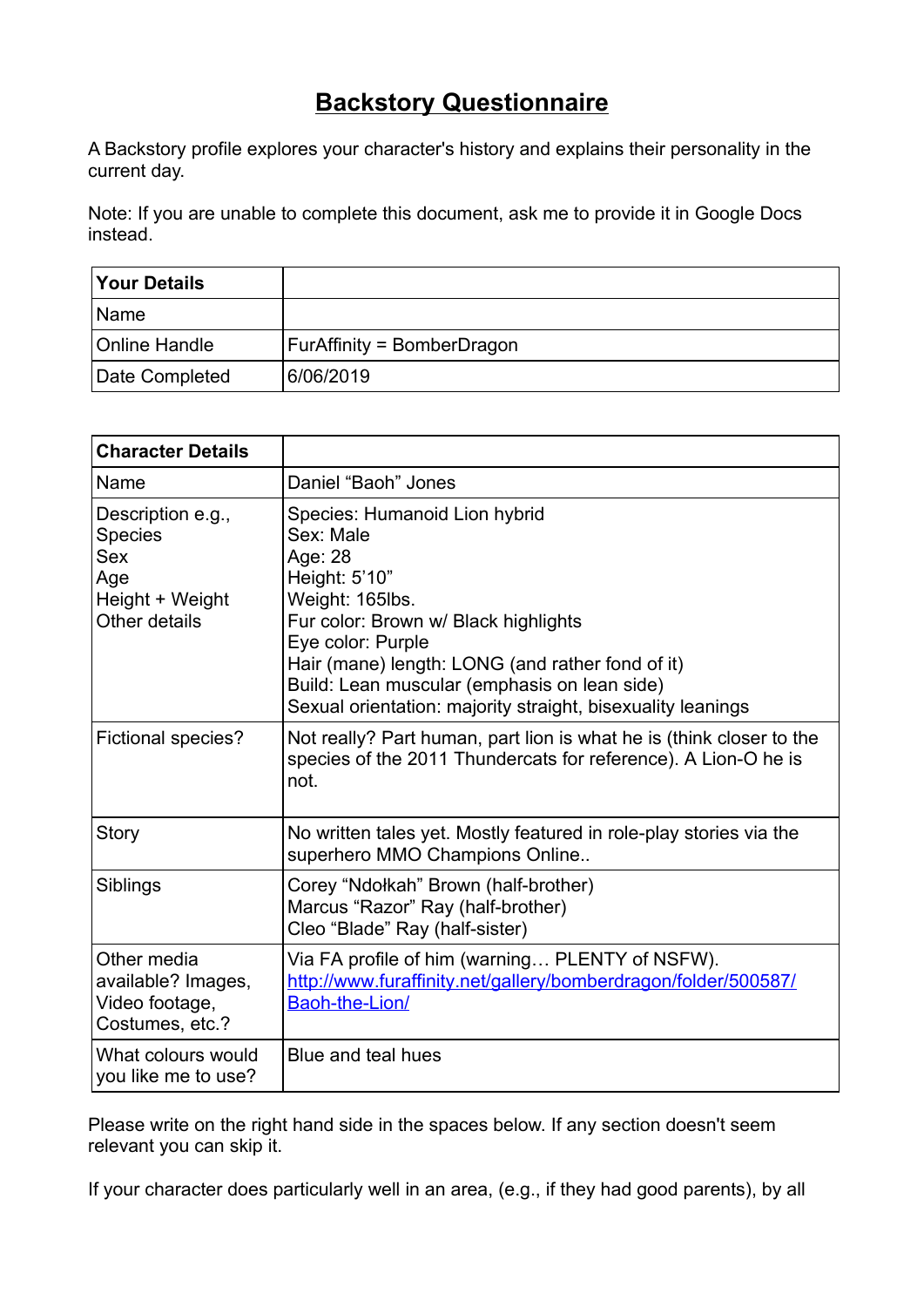# Backstory Questionnaire

A Backstory profile explores your character's history and explains their personality in the current day.

Note: If you are unable to complete this document, ask me to provide it in Google Docs instead.

| Your Details | |
|---|---|
| Name | |
| Online Handle | FurAffinity = BomberDragon |
| Date Completed | 6/06/2019 |

| Character Details | |
|---|---|
| Name | Daniel "Baoh" Jones |
| Description e.g., Species Sex Age Height + Weight Other details | Species: Humanoid Lion hybrid<br>Sex: Male<br>Age: 28<br>Height: 5'10"<br>Weight: 165lbs.<br>Fur color: Brown w/ Black highlights<br>Eye color: Purple<br>Hair (mane) length: LONG (and rather fond of it)<br>Build: Lean muscular (emphasis on lean side)<br>Sexual orientation: majority straight, bisexuality leanings |
| Fictional species? | Not really? Part human, part lion is what he is (think closer to the species of the 2011 Thundercats for reference). A Lion-O he is not. |
| Story | No written tales yet. Mostly featured in role-play stories via the superhero MMO Champions Online.. |
| Siblings | Corey "Ndołkah" Brown (half-brother)<br>Marcus "Razor" Ray (half-brother)<br>Cleo "Blade" Ray (half-sister) |
| Other media available? Images, Video footage, Costumes, etc.? | Via FA profile of him (warning… PLENTY of NSFW).<br>[http://www.furaffinity.net/gallery/bomberdragon/folder/500587/Baoh-the-Lion/](http://www.furaffinity.net/gallery/bomberdragon/folder/500587/Baoh-the-Lion/) |
| What colours would you like me to use? | Blue and teal hues |

Please write on the right hand side in the spaces below. If any section doesn't seem relevant you can skip it.

If your character does particularly well in an area, (e.g., if they had good parents), by all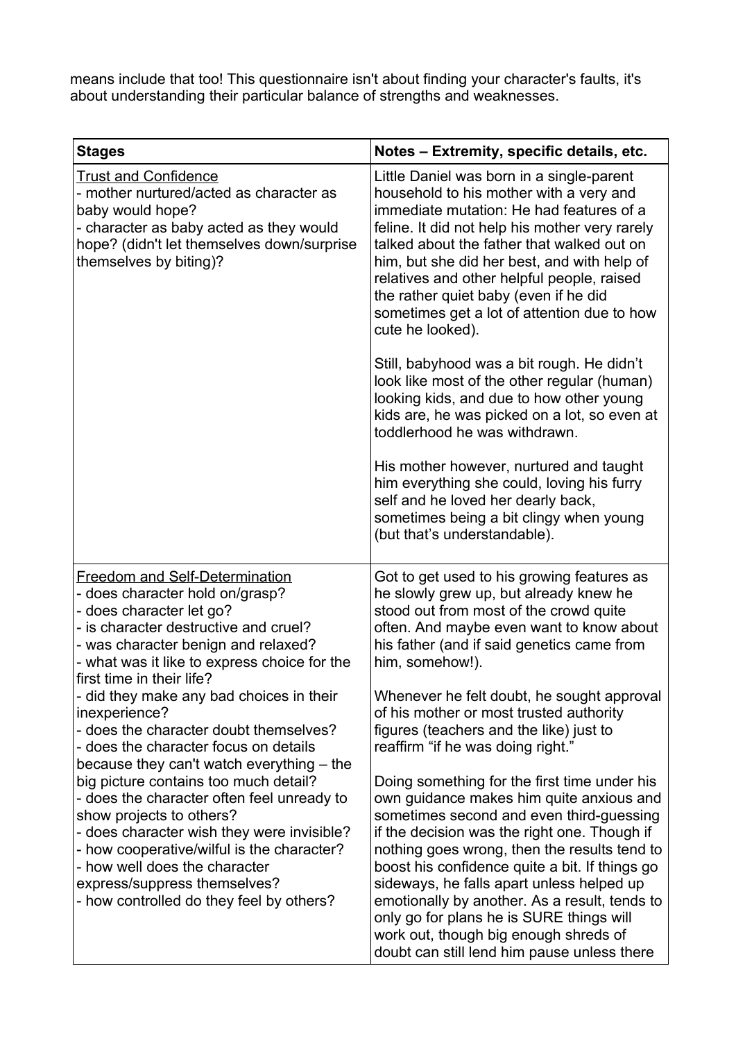means include that too! This questionnaire isn't about finding your character's faults, it's about understanding their particular balance of strengths and weaknesses.

| Stages | Notes – Extremity, specific details, etc. |
|---|---|
| <u>Trust and Confidence</u><br>- mother nurtured/acted as character as baby would hope?<br>- character as baby acted as they would hope? (didn't let themselves down/surprise themselves by biting)? | Little Daniel was born in a single-parent household to his mother with a very and immediate mutation: He had features of a feline. It did not help his mother very rarely talked about the father that walked out on him, but she did her best, and with help of relatives and other helpful people, raised the rather quiet baby (even if he did sometimes get a lot of attention due to how cute he looked).<br><br>Still, babyhood was a bit rough. He didn't look like most of the other regular (human) looking kids, and due to how other young kids are, he was picked on a lot, so even at toddlerhood he was withdrawn.<br><br>His mother however, nurtured and taught him everything she could, loving his furry self and he loved her dearly back, sometimes being a bit clingy when young (but that's understandable). |
| <u>Freedom and Self-Determination</u><br>- does character hold on/grasp?<br>- does character let go?<br>- is character destructive and cruel?<br>- was character benign and relaxed?<br>- what was it like to express choice for the first time in their life?<br>- did they make any bad choices in their inexperience?<br>- does the character doubt themselves?<br>- does the character focus on details because they can't watch everything – the big picture contains too much detail?<br>- does the character often feel unready to show projects to others?<br>- does character wish they were invisible?<br>- how cooperative/wilful is the character?<br>- how well does the character express/suppress themselves?<br>- how controlled do they feel by others? | Got to get used to his growing features as he slowly grew up, but already knew he stood out from most of the crowd quite often. And maybe even want to know about his father (and if said genetics came from him, somehow!).<br><br>Whenever he felt doubt, he sought approval of his mother or most trusted authority figures (teachers and the like) just to reaffirm "if he was doing right."<br><br>Doing something for the first time under his own guidance makes him quite anxious and sometimes second and even third-guessing if the decision was the right one. Though if nothing goes wrong, then the results tend to boost his confidence quite a bit. If things go sideways, he falls apart unless helped up emotionally by another. As a result, tends to only go for plans he is SURE things will work out, though big enough shreds of doubt can still lend him pause unless there |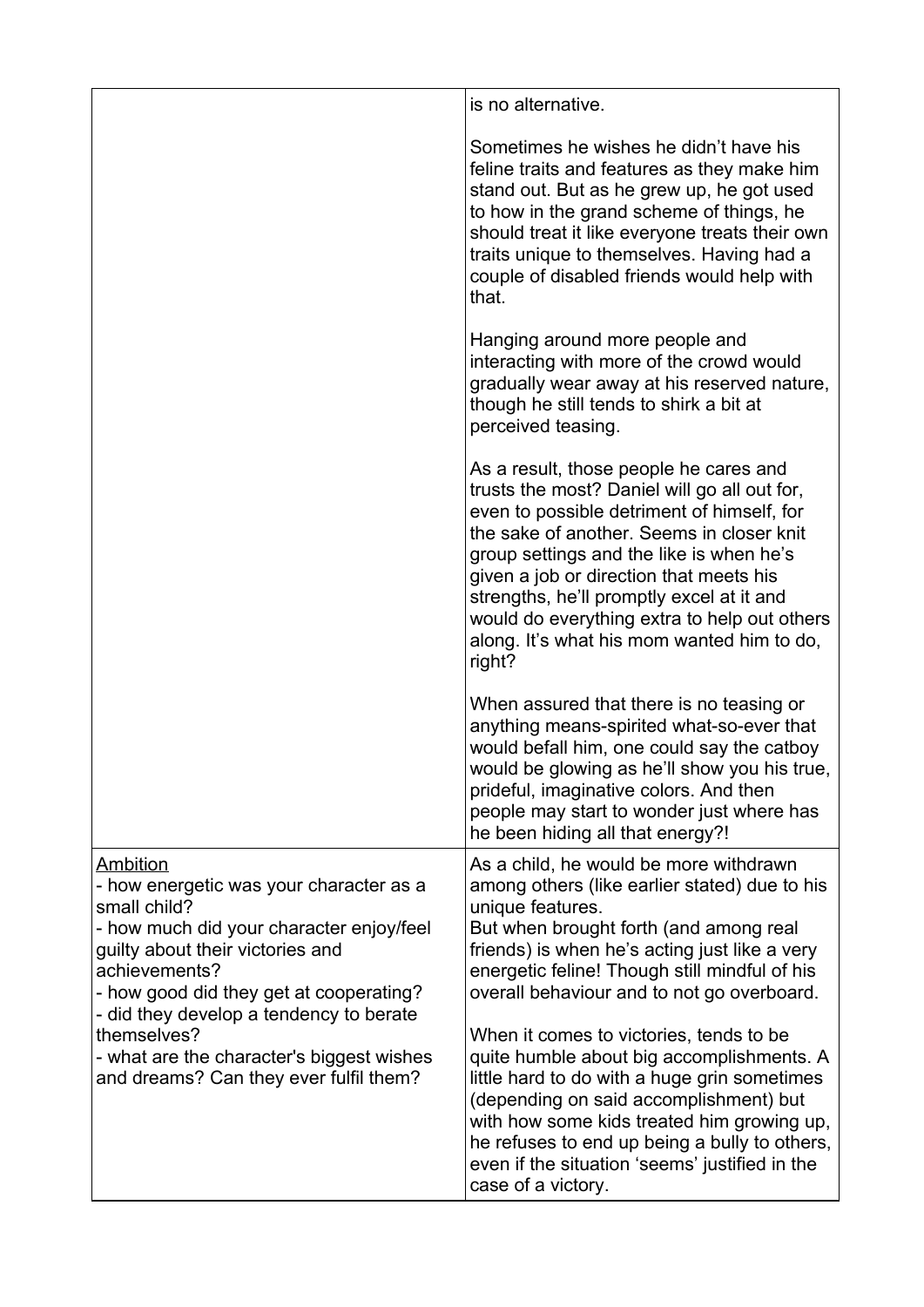| | |
|---|---|
| | is no alternative.<br><br>Sometimes he wishes he didn't have his feline traits and features as they make him stand out. But as he grew up, he got used to how in the grand scheme of things, he should treat it like everyone treats their own traits unique to themselves. Having had a couple of disabled friends would help with that.<br><br>Hanging around more people and interacting with more of the crowd would gradually wear away at his reserved nature, though he still tends to shirk a bit at perceived teasing.<br><br>As a result, those people he cares and trusts the most? Daniel will go all out for, even to possible detriment of himself, for the sake of another. Seems in closer knit group settings and the like is when he's given a job or direction that meets his strengths, he'll promptly excel at it and would do everything extra to help out others along. It's what his mom wanted him to do, right?<br><br>When assured that there is no teasing or anything means-spirited what-so-ever that would befall him, one could say the catboy would be glowing as he'll show you his true, prideful, imaginative colors. And then people may start to wonder just where has he been hiding all that energy?! |
| <u>Ambition</u><br>- how energetic was your character as a small child?<br>- how much did your character enjoy/feel guilty about their victories and achievements?<br>- how good did they get at cooperating?<br>- did they develop a tendency to berate themselves?<br>- what are the character's biggest wishes and dreams? Can they ever fulfil them? | As a child, he would be more withdrawn among others (like earlier stated) due to his unique features.<br>But when brought forth (and among real friends) is when he's acting just like a very energetic feline! Though still mindful of his overall behaviour and to not go overboard.<br><br>When it comes to victories, tends to be quite humble about big accomplishments. A little hard to do with a huge grin sometimes (depending on said accomplishment) but with how some kids treated him growing up, he refuses to end up being a bully to others, even if the situation 'seems' justified in the case of a victory. |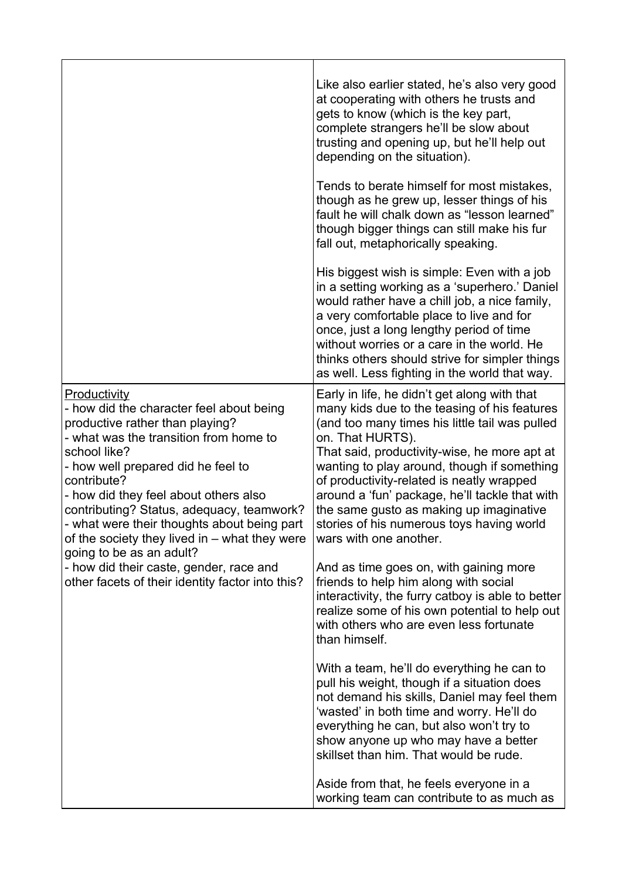| | |
|---|---|
| | Like also earlier stated, he's also very good at cooperating with others he trusts and gets to know (which is the key part, complete strangers he'll be slow about trusting and opening up, but he'll help out depending on the situation).<br><br>Tends to berate himself for most mistakes, though as he grew up, lesser things of his fault he will chalk down as "lesson learned" though bigger things can still make his fur fall out, metaphorically speaking.<br><br>His biggest wish is simple: Even with a job in a setting working as a 'superhero.' Daniel would rather have a chill job, a nice family, a very comfortable place to live and for once, just a long lengthy period of time without worries or a care in the world. He thinks others should strive for simpler things as well. Less fighting in the world that way. |
| <u>Productivity</u><br>- how did the character feel about being productive rather than playing?<br>- what was the transition from home to school like?<br>- how well prepared did he feel to contribute?<br>- how did they feel about others also contributing? Status, adequacy, teamwork?<br>- what were their thoughts about being part of the society they lived in – what they were going to be as an adult?<br>- how did their caste, gender, race and other facets of their identity factor into this? | Early in life, he didn't get along with that many kids due to the teasing of his features (and too many times his little tail was pulled on. That HURTS).<br>That said, productivity-wise, he more apt at wanting to play around, though if something of productivity-related is neatly wrapped around a 'fun' package, he'll tackle that with the same gusto as making up imaginative stories of his numerous toys having world wars with one another.<br><br>And as time goes on, with gaining more friends to help him along with social interactivity, the furry catboy is able to better realize some of his own potential to help out with others who are even less fortunate than himself.<br><br>With a team, he'll do everything he can to pull his weight, though if a situation does not demand his skills, Daniel may feel them 'wasted' in both time and worry. He'll do everything he can, but also won't try to show anyone up who may have a better skillset than him. That would be rude.<br><br>Aside from that, he feels everyone in a working team can contribute to as much as |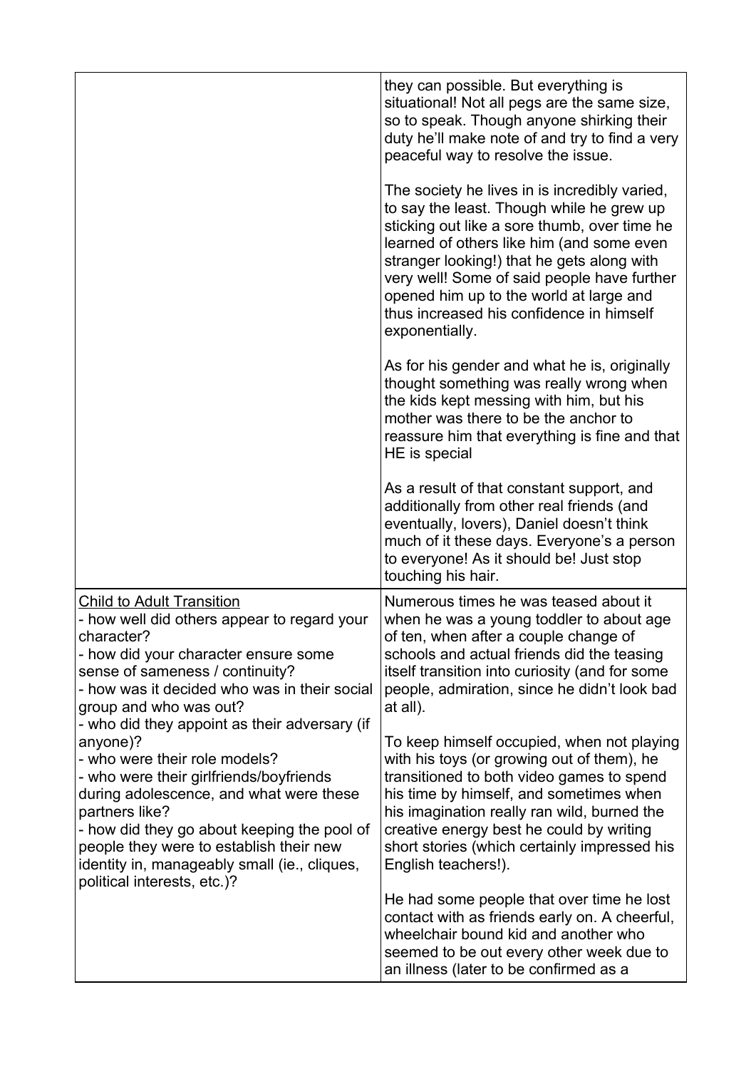| | |
|---|---|
| | they can possible. But everything is situational! Not all pegs are the same size, so to speak. Though anyone shirking their duty he'll make note of and try to find a very peaceful way to resolve the issue.<br><br>The society he lives in is incredibly varied, to say the least. Though while he grew up sticking out like a sore thumb, over time he learned of others like him (and some even stranger looking!) that he gets along with very well! Some of said people have further opened him up to the world at large and thus increased his confidence in himself exponentially.<br><br>As for his gender and what he is, originally thought something was really wrong when the kids kept messing with him, but his mother was there to be the anchor to reassure him that everything is fine and that HE is special<br><br>As a result of that constant support, and additionally from other real friends (and eventually, lovers), Daniel doesn't think much of it these days. Everyone's a person to everyone! As it should be! Just stop touching his hair. |
| <u>Child to Adult Transition</u><br>- how well did others appear to regard your character?<br>- how did your character ensure some sense of sameness / continuity?<br>- how was it decided who was in their social group and who was out?<br>- who did they appoint as their adversary (if anyone)?<br>- who were their role models?<br>- who were their girlfriends/boyfriends during adolescence, and what were these partners like?<br>- how did they go about keeping the pool of people they were to establish their new identity in, manageably small (ie., cliques, political interests, etc.)? | Numerous times he was teased about it when he was a young toddler to about age of ten, when after a couple change of schools and actual friends did the teasing itself transition into curiosity (and for some people, admiration, since he didn't look bad at all).<br><br>To keep himself occupied, when not playing with his toys (or growing out of them), he transitioned to both video games to spend his time by himself, and sometimes when his imagination really ran wild, burned the creative energy best he could by writing short stories (which certainly impressed his English teachers!).<br><br>He had some people that over time he lost contact with as friends early on. A cheerful, wheelchair bound kid and another who seemed to be out every other week due to an illness (later to be confirmed as a |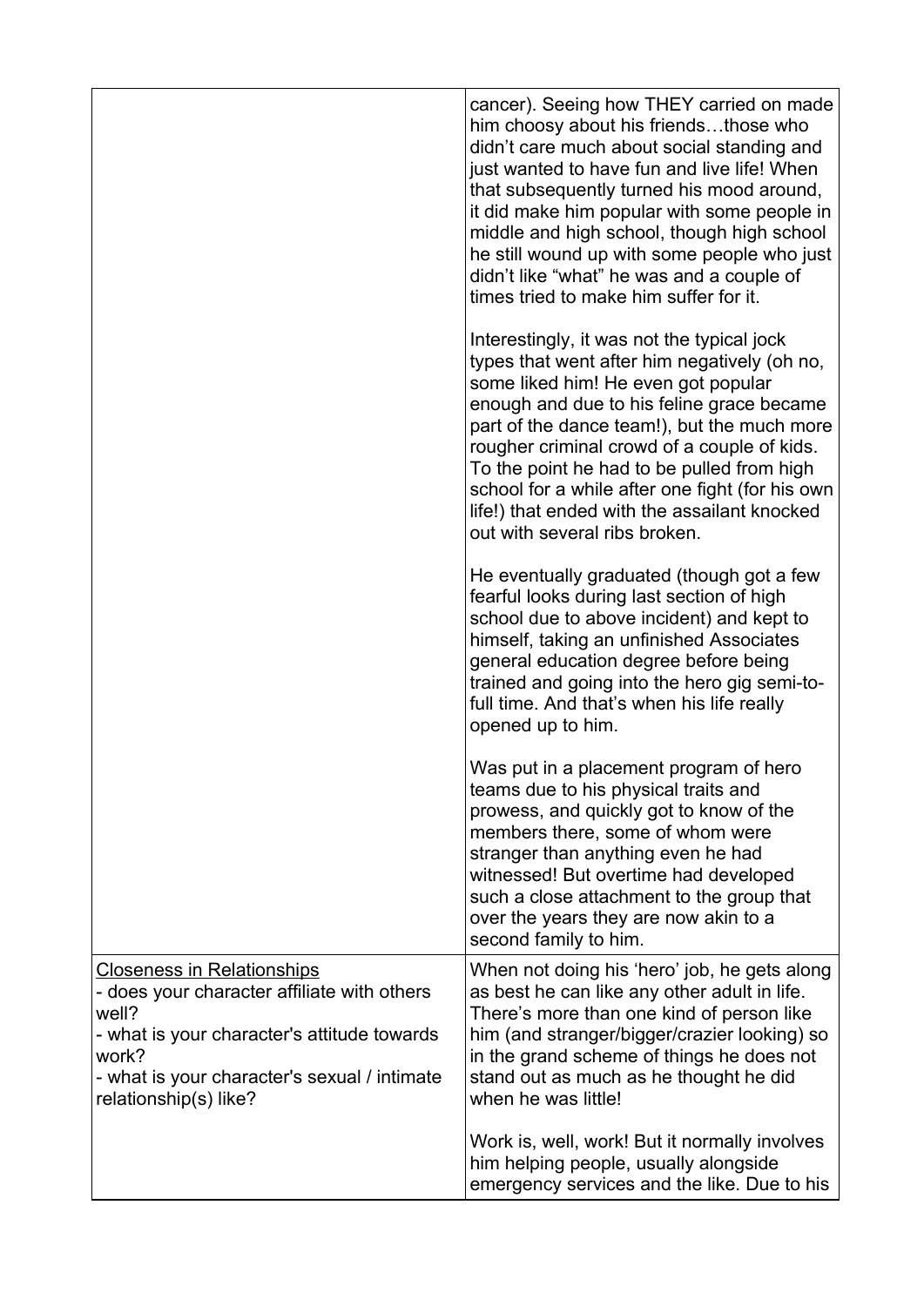| | |
|---|---|
| | cancer). Seeing how THEY carried on made him choosy about his friends…those who didn't care much about social standing and just wanted to have fun and live life! When that subsequently turned his mood around, it did make him popular with some people in middle and high school, though high school he still wound up with some people who just didn't like "what" he was and a couple of times tried to make him suffer for it.<br><br>Interestingly, it was not the typical jock types that went after him negatively (oh no, some liked him! He even got popular enough and due to his feline grace became part of the dance team!), but the much more rougher criminal crowd of a couple of kids. To the point he had to be pulled from high school for a while after one fight (for his own life!) that ended with the assailant knocked out with several ribs broken.<br><br>He eventually graduated (though got a few fearful looks during last section of high school due to above incident) and kept to himself, taking an unfinished Associates general education degree before being trained and going into the hero gig semi-to-full time. And that's when his life really opened up to him.<br><br>Was put in a placement program of hero teams due to his physical traits and prowess, and quickly got to know of the members there, some of whom were stranger than anything even he had witnessed! But overtime had developed such a close attachment to the group that over the years they are now akin to a second family to him. |
| <u>Closeness in Relationships</u><br>- does your character affiliate with others well?<br>- what is your character's attitude towards work?<br>- what is your character's sexual / intimate relationship(s) like? | When not doing his 'hero' job, he gets along as best he can like any other adult in life. There's more than one kind of person like him (and stranger/bigger/crazier looking) so in the grand scheme of things he does not stand out as much as he thought he did when he was little!<br><br>Work is, well, work! But it normally involves him helping people, usually alongside emergency services and the like. Due to his |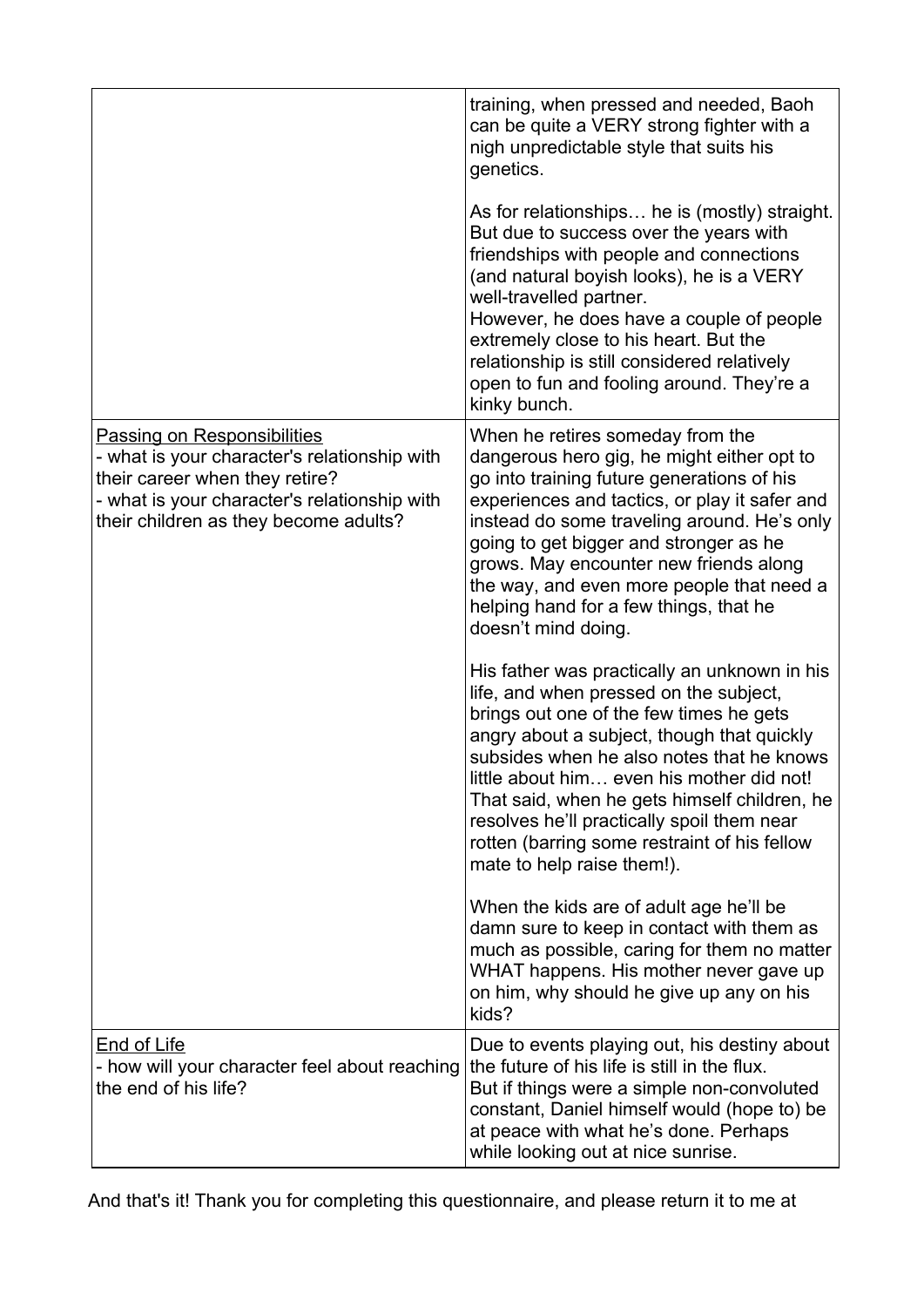| | |
|---|---|
| | training, when pressed and needed, Baoh can be quite a VERY strong fighter with a nigh unpredictable style that suits his genetics.<br><br>As for relationships… he is (mostly) straight. But due to success over the years with friendships with people and connections (and natural boyish looks), he is a VERY well-travelled partner.<br>However, he does have a couple of people extremely close to his heart. But the relationship is still considered relatively open to fun and fooling around. They're a kinky bunch. |
| <u>Passing on Responsibilities</u><br>- what is your character's relationship with their career when they retire?<br>- what is your character's relationship with their children as they become adults? | When he retires someday from the dangerous hero gig, he might either opt to go into training future generations of his experiences and tactics, or play it safer and instead do some traveling around. He's only going to get bigger and stronger as he grows. May encounter new friends along the way, and even more people that need a helping hand for a few things, that he doesn't mind doing.<br><br>His father was practically an unknown in his life, and when pressed on the subject, brings out one of the few times he gets angry about a subject, though that quickly subsides when he also notes that he knows little about him… even his mother did not! That said, when he gets himself children, he resolves he'll practically spoil them near rotten (barring some restraint of his fellow mate to help raise them!).<br><br>When the kids are of adult age he'll be damn sure to keep in contact with them as much as possible, caring for them no matter WHAT happens. His mother never gave up on him, why should he give up any on his kids? |
| <u>End of Life</u><br>- how will your character feel about reaching the end of his life? | Due to events playing out, his destiny about the future of his life is still in the flux.<br>But if things were a simple non-convoluted constant, Daniel himself would (hope to) be at peace with what he's done. Perhaps while looking out at nice sunrise. |

And that's it! Thank you for completing this questionnaire, and please return it to me at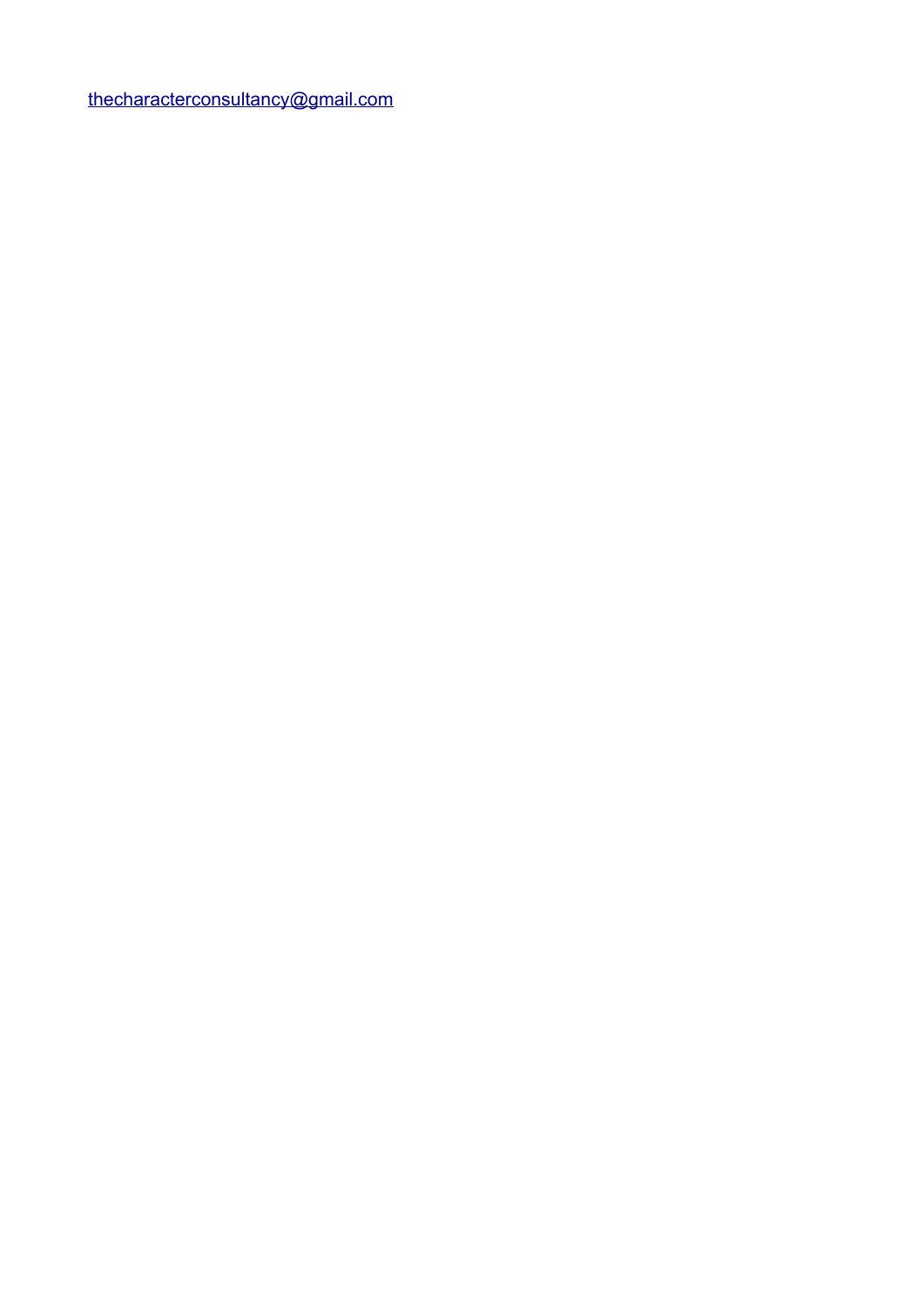thecharacterconsultancy@gmail.com